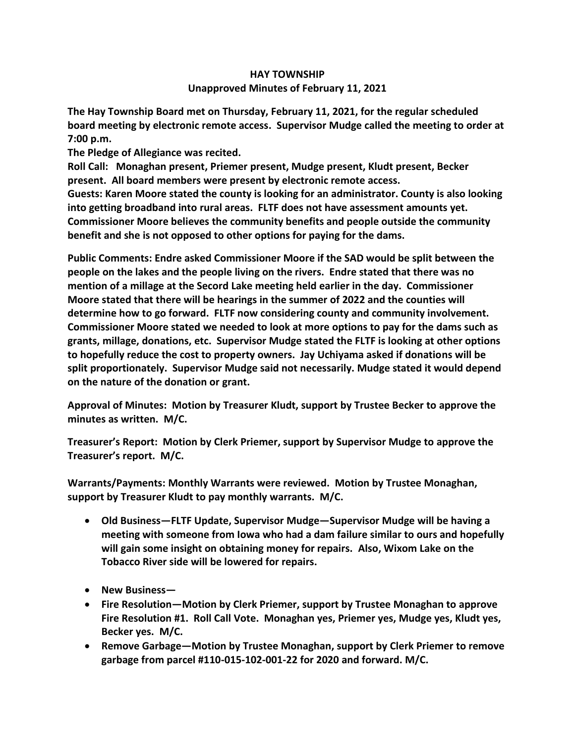# HAY TOWNSHIP

## Unapproved Minutes of February 11, 2021

**The Hay Township Board met on Thursday, February 11, 2021, for the regular scheduled board meeting by electronic remote access. Supervisor Mudge called the meeting to order at 7:00 p.m.**

**The Pledge of Allegiance was recited.**

**Roll Call: Monaghan present, Priemer present, Mudge present, Kludt present, Becker present. All board members were present by electronic remote access.**

**Guests: Karen Moore stated the county is looking for an administrator. County is also looking into getting broadband into rural areas. FLTF does not have assessment amounts yet. Commissioner Moore believes the community benefits and people outside the community benefit and she is not opposed to other options for paying for the dams.**

**Public Comments: Endre asked Commissioner Moore if the SAD would be split between the people on the lakes and the people living on the rivers. Endre stated that there was no mention of a millage at the Secord Lake meeting held earlier in the day. Commissioner Moore stated that there will be hearings in the summer of 2022 and the counties will determine how to go forward. FLTF now considering county and community involvement. Commissioner Moore stated we needed to look at more options to pay for the dams such as grants, millage, donations, etc. Supervisor Mudge stated the FLTF is looking at other options to hopefully reduce the cost to property owners. Jay Uchiyama asked if donations will be split proportionately. Supervisor Mudge said not necessarily. Mudge stated it would depend on the nature of the donation or grant.**

**Approval of Minutes: Motion by Treasurer Kludt, support by Trustee Becker to approve the minutes as written. M/C.**

**Treasurer's Report: Motion by Clerk Priemer, support by Supervisor Mudge to approve the Treasurer's report. M/C.**

**Warrants/Payments: Monthly Warrants were reviewed. Motion by Trustee Monaghan, support by Treasurer Kludt to pay monthly warrants. M/C.**

- **Old Business—FLTF Update, Supervisor Mudge—Supervisor Mudge will be having a meeting with someone from Iowa who had a dam failure similar to ours and hopefully will gain some insight on obtaining money for repairs. Also, Wixom Lake on the Tobacco River side will be lowered for repairs.**
- **New Business—**
- **Fire Resolution—Motion by Clerk Priemer, support by Trustee Monaghan to approve Fire Resolution #1. Roll Call Vote. Monaghan yes, Priemer yes, Mudge yes, Kludt yes, Becker yes. M/C.**
- **Remove Garbage—Motion by Trustee Monaghan, support by Clerk Priemer to remove garbage from parcel #110-015-102-001-22 for 2020 and forward. M/C.**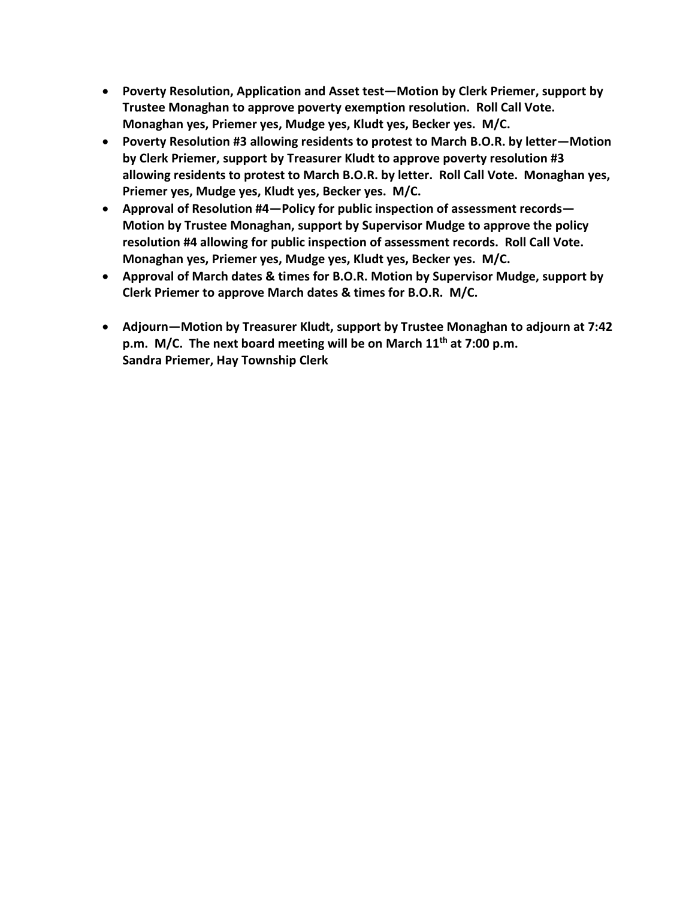- **Poverty Resolution, Application and Asset test—Motion by Clerk Priemer, support by Trustee Monaghan to approve poverty exemption resolution. Roll Call Vote. Monaghan yes, Priemer yes, Mudge yes, Kludt yes, Becker yes. M/C.**
- **Poverty Resolution #3 allowing residents to protest to March B.O.R. by letter—Motion by Clerk Priemer, support by Treasurer Kludt to approve poverty resolution #3 allowing residents to protest to March B.O.R. by letter. Roll Call Vote. Monaghan yes, Priemer yes, Mudge yes, Kludt yes, Becker yes. M/C.**
- **Approval of Resolution #4—Policy for public inspection of assessment records—Motion by Trustee Monaghan, support by Supervisor Mudge to approve the policy resolution #4 allowing for public inspection of assessment records. Roll Call Vote. Monaghan yes, Priemer yes, Mudge yes, Kludt yes, Becker yes. M/C.**
- **Approval of March dates & times for B.O.R. Motion by Supervisor Mudge, support by Clerk Priemer to approve March dates & times for B.O.R. M/C.**
- **Adjourn—Motion by Treasurer Kludt, support by Trustee Monaghan to adjourn at 7:42 p.m. M/C. The next board meeting will be on March 11th at 7:00 p.m.**
  **Sandra Priemer, Hay Township Clerk**